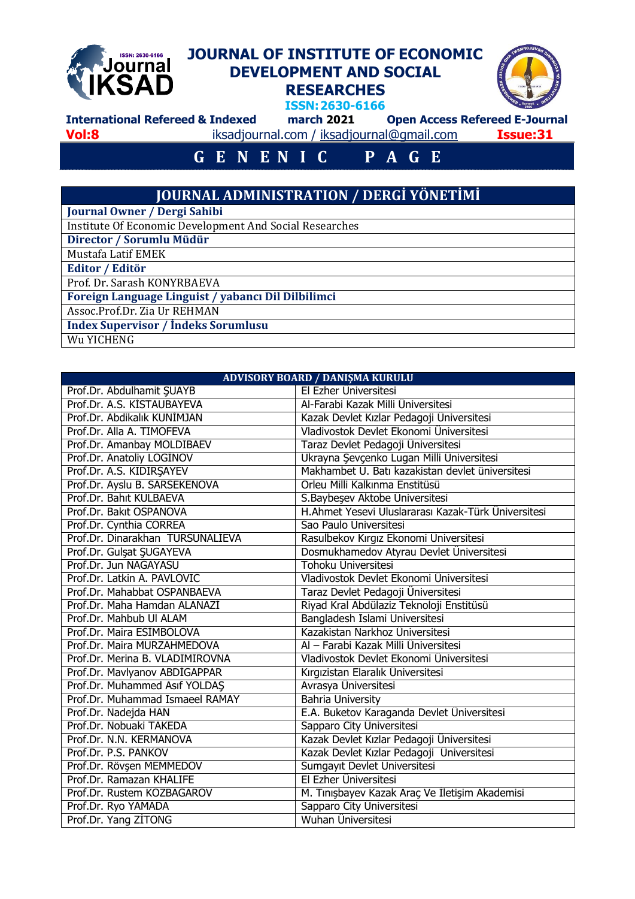# JOURNAL OF INSTITUTE OF ECONOMIC DEVELOPMENT AND SOCIAL RESEARCHES

ISSN: 2630-6166

**International Refereed & Indexed** | **march 2021** | **Open Access Refereed E-Journal**

**Vol:8** | iksadjournal.com / iksadjournal@gmail.com | **Issue:31**

## G E N E N I C   P A G E

| JOURNAL ADMINISTRATION / DERGİ YÖNETİMİ |
|---|
| **Journal Owner / Dergi Sahibi** |
| Institute Of Economic Development And Social Researches |
| **Director / Sorumlu Müdür** |
| Mustafa Latif EMEK |
| **Editor / Editör** |
| Prof. Dr. Sarash KONYRBAEVA |
| **Foreign Language Linguist / yabancı Dil Dilbilimci** |
| Assoc.Prof.Dr. Zia Ur REHMAN |
| **Index Supervisor / İndeks Sorumlusu** |
| Wu YICHENG |

| ADVISORY BOARD / DANIŞMA KURULU | |
|---|---|
| Prof.Dr. Abdulhamit ŞUAYB | El Ezher Üniversitesi |
| Prof.Dr. A.S. KISTAUBAYEVA | Al-Farabi Kazak Milli Üniversitesi |
| Prof.Dr. Abdikalık KUNIMJAN | Kazak Devlet Kızlar Pedagoji Üniversitesi |
| Prof.Dr. Alla A. TIMOFEVA | Vladivostok Devlet Ekonomi Üniversitesi |
| Prof.Dr. Amanbay MOLDIBAEV | Taraz Devlet Pedagoji Üniversitesi |
| Prof.Dr. Anatoliy LOGINOV | Ukrayna Şevçenko Lugan Milli Üniversitesi |
| Prof.Dr. A.S. KIDIRŞAYEV | Makhambet U. Batı kazakistan devlet üniversitesi |
| Prof.Dr. Ayslu B. SARSEKENOVA | Orleu Milli Kalkınma Enstitüsü |
| Prof.Dr. Bahıt KULBAEVA | S.Baybeşev Aktobe Üniversitesi |
| Prof.Dr. Bakıt OSPANOVA | H.Ahmet Yesevi Uluslararası Kazak-Türk Üniversitesi |
| Prof.Dr. Cynthia CORREA | Sao Paulo Üniversitesi |
| Prof.Dr. Dinarakhan TURSUNALİEVA | Rasulbekov Kırgız Ekonomi Üniversitesi |
| Prof.Dr. Gulşat ŞUGAYEVA | Dosmukhamedov Atyrau Devlet Üniversitesi |
| Prof.Dr. Jun NAGAYASU | Tohoku Üniversitesi |
| Prof.Dr. Latkin A. PAVLOVIC | Vladivostok Devlet Ekonomi Üniversitesi |
| Prof.Dr. Mahabbat OSPANBAEVA | Taraz Devlet Pedagoji Üniversitesi |
| Prof.Dr. Maha Hamdan ALANAZI | Riyad Kral Abdülaziz Teknoloji Enstitüsü |
| Prof.Dr. Mahbub Ul ALAM | Bangladesh Islami Üniversitesi |
| Prof.Dr. Maira ESIMBOLOVA | Kazakistan Narkhoz Üniversitesi |
| Prof.Dr. Maira MURZAHMEDOVA | Al – Farabi Kazak Milli Üniversitesi |
| Prof.Dr. Merina B. VLADIMIROVNA | Vladivostok Devlet Ekonomi Üniversitesi |
| Prof.Dr. Mavlyanov ABDIGAPPAR | Kırgızistan Elaralık Üniversitesi |
| Prof.Dr. Muhammed Asıf YOLDAŞ | Avrasya Üniversitesi |
| Prof.Dr. Muhammad Ismaeel RAMAY | Bahria University |
| Prof.Dr. Nadejda HAN | E.A. Buketov Karaganda Devlet Üniversitesi |
| Prof.Dr. Nobuaki TAKEDA | Sapparo City Üniversitesi |
| Prof.Dr. N.N. KERMANOVA | Kazak Devlet Kızlar Pedagoji Üniversitesi |
| Prof.Dr. P.S. PANKOV | Kazak Devlet Kızlar Pedagoji Üniversitesi |
| Prof.Dr. Rövşen MEMMEDOV | Sumgayıt Devlet Üniversitesi |
| Prof.Dr. Ramazan KHALIFE | El Ezher Üniversitesi |
| Prof.Dr. Rustem KOZBAGAROV | M. Tınışbayev Kazak Araç Ve İletişim Akademisi |
| Prof.Dr. Ryo YAMADA | Sapparo City Üniversitesi |
| Prof.Dr. Yang ZİTONG | Wuhan Üniversitesi |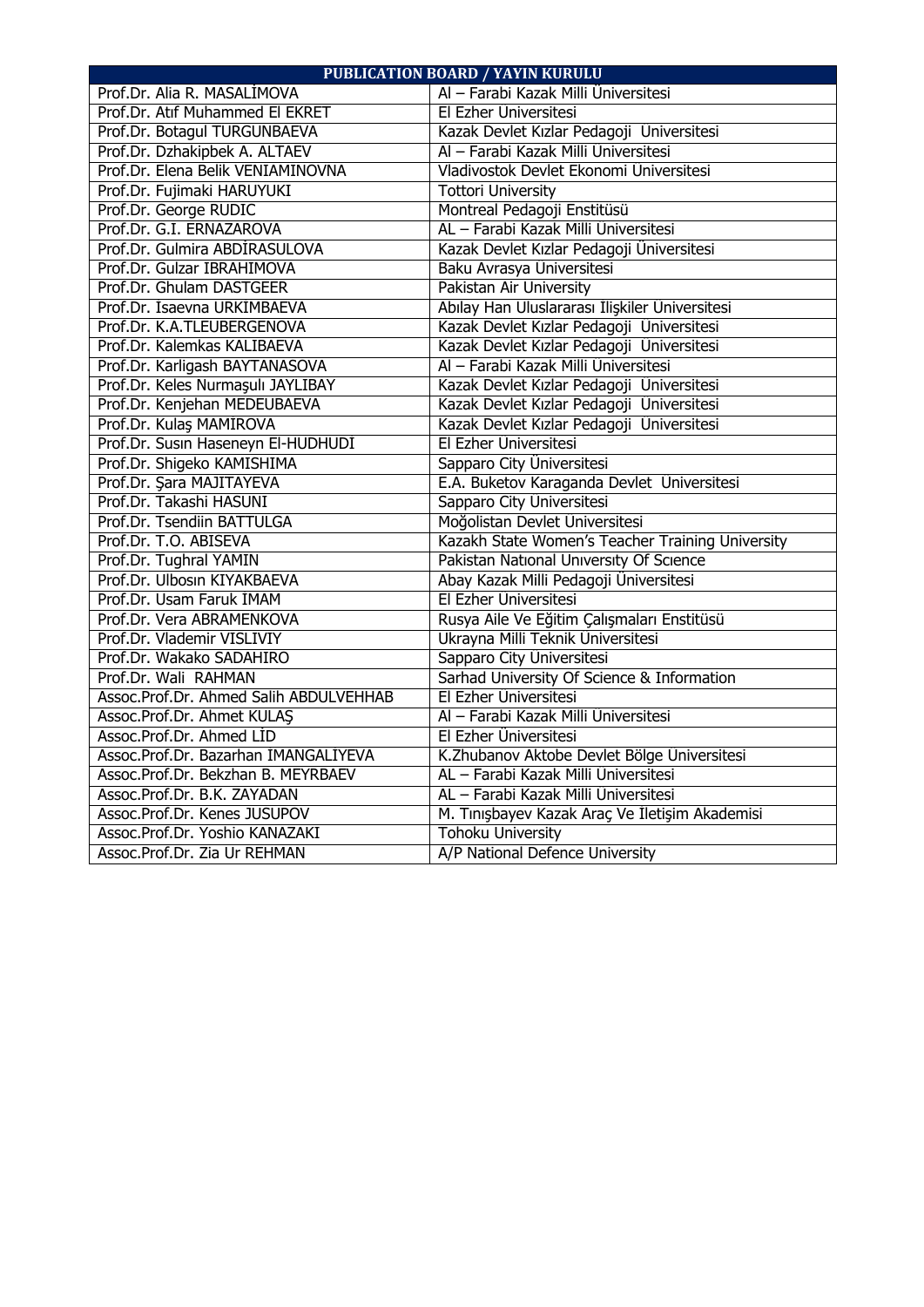| PUBLICATION BOARD / YAYIN KURULU | |
|---|---|
| Prof.Dr. Alia R. MASALİMOVA | Al – Farabi Kazak Milli Üniversitesi |
| Prof.Dr. Atıf Muhammed El EKRET | El Ezher Üniversitesi |
| Prof.Dr. Botagul TURGUNBAEVA | Kazak Devlet Kızlar Pedagoji Universitesi |
| Prof.Dr. Dzhakipbek A. ALTAEV | Al – Farabi Kazak Milli Universitesi |
| Prof.Dr. Elena Belik VENIAMINOVNA | Vladivostok Devlet Ekonomi Universitesi |
| Prof.Dr. Fujimaki HARUYUKI | Tottori University |
| Prof.Dr. George RUDIC | Montreal Pedagoji Enstitüsü |
| Prof.Dr. G.I. ERNAZAROVA | AL – Farabi Kazak Milli Universitesi |
| Prof.Dr. Gulmira ABDİRASULOVA | Kazak Devlet Kızlar Pedagoji Üniversitesi |
| Prof.Dr. Gulzar IBRAHIMOVA | Baku Avrasya Üniversitesi |
| Prof.Dr. Ghulam DASTGEER | Pakistan Air University |
| Prof.Dr. Isaevna URKIMBAEVA | Abılay Han Uluslararası Ilişkiler Universitesi |
| Prof.Dr. K.A.TLEUBERGENOVA | Kazak Devlet Kızlar Pedagoji Universitesi |
| Prof.Dr. Kalemkas KALIBAEVA | Kazak Devlet Kızlar Pedagoji Universitesi |
| Prof.Dr. Karligash BAYTANASOVA | Al – Farabi Kazak Milli Universitesi |
| Prof.Dr. Keles Nurmaşulı JAYLIBAY | Kazak Devlet Kızlar Pedagoji Universitesi |
| Prof.Dr. Kenjehan MEDEUBAEVA | Kazak Devlet Kızlar Pedagoji Universitesi |
| Prof.Dr. Kulaş MAMIROVA | Kazak Devlet Kızlar Pedagoji Universitesi |
| Prof.Dr. Susın Haseneyn El-HUDHUDI | El Ezher Universitesi |
| Prof.Dr. Shigeko KAMISHIMA | Sapparo City Üniversitesi |
| Prof.Dr. Şara MAJITAYEVA | E.A. Buketov Karaganda Devlet Üniversitesi |
| Prof.Dr. Takashi HASUNI | Sapparo City Universitesi |
| Prof.Dr. Tsendiin BATTULGA | Moğolistan Devlet Universitesi |
| Prof.Dr. T.O. ABISEVA | Kazakh State Women's Teacher Training University |
| Prof.Dr. Tughral YAMIN | Pakistan Natıonal Unıversıty Of Scıence |
| Prof.Dr. Ulbosın KIYAKBAEVA | Abay Kazak Milli Pedagoji Üniversitesi |
| Prof.Dr. Usam Faruk IMAM | El Ezher Universitesi |
| Prof.Dr. Vera ABRAMENKOVA | Rusya Aile Ve Eğitim Çalışmaları Enstitüsü |
| Prof.Dr. Vlademir VISLIVIY | Ukrayna Milli Teknik Universitesi |
| Prof.Dr. Wakako SADAHIRO | Sapparo City Universitesi |
| Prof.Dr. Wali RAHMAN | Sarhad University Of Science & Information |
| Assoc.Prof.Dr. Ahmed Salih ABDULVEHHAB | El Ezher Universitesi |
| Assoc.Prof.Dr. Ahmet KULAŞ | Al – Farabi Kazak Milli Universitesi |
| Assoc.Prof.Dr. Ahmed LİD | El Ezher Üniversitesi |
| Assoc.Prof.Dr. Bazarhan IMANGALİYEVA | K.Zhubanov Aktobe Devlet Bölge Üniversitesi |
| Assoc.Prof.Dr. Bekzhan B. MEYRBAEV | AL – Farabi Kazak Milli Universitesi |
| Assoc.Prof.Dr. B.K. ZAYADAN | AL – Farabi Kazak Milli Universitesi |
| Assoc.Prof.Dr. Kenes JUSUPOV | M. Tınışbayev Kazak Araç Ve Iletişim Akademisi |
| Assoc.Prof.Dr. Yoshio KANAZAKI | Tohoku University |
| Assoc.Prof.Dr. Zia Ur REHMAN | A/P National Defence University |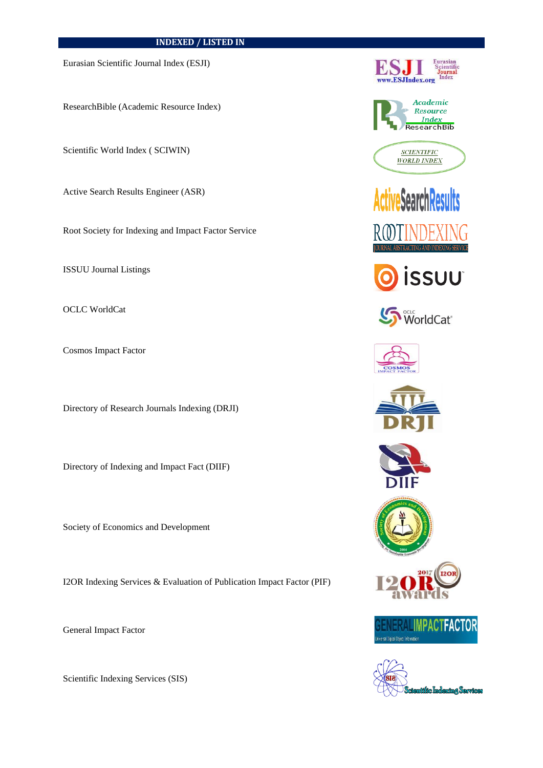## INDEXED / LISTED IN

Eurasian Scientific Journal Index (ESJI)

ResearchBible (Academic Resource Index)

Scientific World Index ( SCIWIN)

Active Search Results Engineer (ASR)

Root Society for Indexing and Impact Factor Service

ISSUU Journal Listings

OCLC WorldCat

Cosmos Impact Factor

Directory of Research Journals Indexing (DRJI)

Directory of Indexing and Impact Fact (DIIF)

Society of Economics and Development

I2OR Indexing Services & Evaluation of Publication Impact Factor (PIF)

General Impact Factor

Scientific Indexing Services (SIS)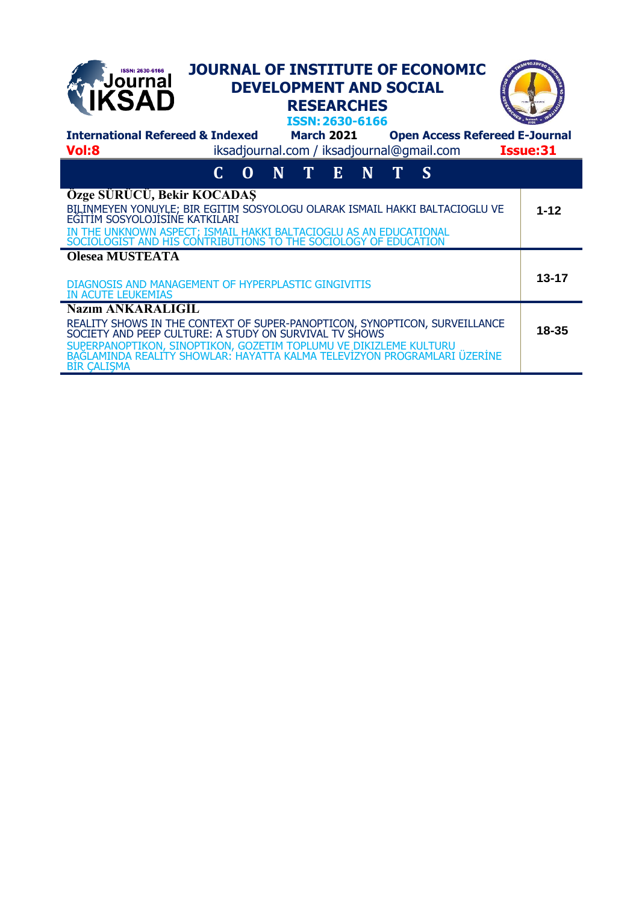# JOURNAL OF INSTITUTE OF ECONOMIC DEVELOPMENT AND SOCIAL RESEARCHES

**ISSN: 2630-6166**

**International Refereed & Indexed** **March 2021** **Open Access Refereed E-Journal**

**Vol:8** iksadjournal.com / iksadjournal@gmail.com **Issue:31**

## CONTENTS

| | |
|---|---|
| **Özge SÜRÜCÜ, Bekir KOCADAŞ**<br>BILINMEYEN YONUYLE; BIR EGITIM SOSYOLOGU OLARAK ISMAIL HAKKI BALTACIOGLU VE EĞİTİM SOSYOLOJİSİNE KATKILARI<br>IN THE UNKNOWN ASPECT; ISMAIL HAKKI BALTACIOGLU AS AN EDUCATIONAL SOCIOLOGIST AND HIS CONTRIBUTIONS TO THE SOCIOLOGY OF EDUCATION | 1-12 |
| **Olesea MUSTEATA**<br>DIAGNOSIS AND MANAGEMENT OF HYPERPLASTIC GINGIVITIS IN ACUTE LEUKEMIAS | 13-17 |
| **Nazım ANKARALIGİL**<br>REALITY SHOWS IN THE CONTEXT OF SUPER-PANOPTICON, SYNOPTICON, SURVEILLANCE SOCIETY AND PEEP CULTURE: A STUDY ON SURVIVAL TV SHOWS<br>SUPERPANOPTIKON, SINOPTIKON, GOZETIM TOPLUMU VE DIKIZLEME KULTURU BAĞLAMINDA REALITY SHOWLAR: HAYATTA KALMA TELEVİZYON PROGRAMLARI ÜZERİNE BİR ÇALIŞMA | 18-35 |